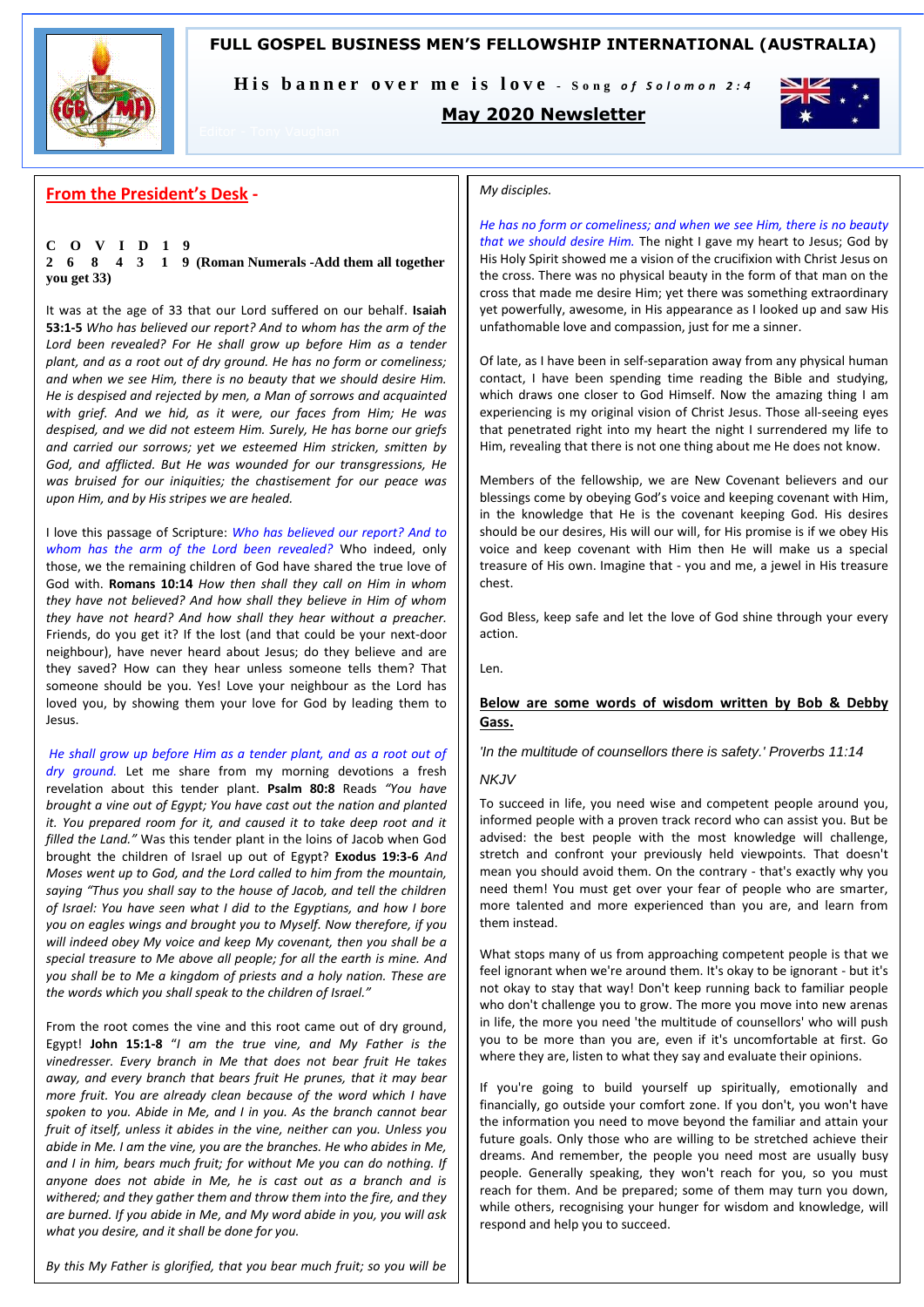# FULL GOSPEL BUSINESS MEN'S FELLOWSHIP INTERNATIONAL (AUSTRALIA)

**His banner over me is love** - *Song of Solomon 2:4*

## May 2020 Newsletter

Editor - Tony Vaughan

## From the President's Desk -

**C O V I D 1 9**
**2 6 8 4 3 1 9 (Roman Numerals -Add them all together you get 33)**

It was at the age of 33 that our Lord suffered on our behalf. **Isaiah 53:1-5** *Who has believed our report? And to whom has the arm of the Lord been revealed? For He shall grow up before Him as a tender plant, and as a root out of dry ground. He has no form or comeliness; and when we see Him, there is no beauty that we should desire Him. He is despised and rejected by men, a Man of sorrows and acquainted with grief. And we hid, as it were, our faces from Him; He was despised, and we did not esteem Him. Surely, He has borne our griefs and carried our sorrows; yet we esteemed Him stricken, smitten by God, and afflicted. But He was wounded for our transgressions, He was bruised for our iniquities; the chastisement for our peace was upon Him, and by His stripes we are healed.*

I love this passage of Scripture: *Who has believed our report? And to whom has the arm of the Lord been revealed?* Who indeed, only those, we the remaining children of God have shared the true love of God with. **Romans 10:14** *How then shall they call on Him in whom they have not believed? And how shall they believe in Him of whom they have not heard? And how shall they hear without a preacher.* Friends, do you get it? If the lost (and that could be your next-door neighbour), have never heard about Jesus; do they believe and are they saved? How can they hear unless someone tells them? That someone should be you. Yes! Love your neighbour as the Lord has loved you, by showing them your love for God by leading them to Jesus.

*He shall grow up before Him as a tender plant, and as a root out of dry ground.* Let me share from my morning devotions a fresh revelation about this tender plant. **Psalm 80:8** Reads *"You have brought a vine out of Egypt; You have cast out the nation and planted it. You prepared room for it, and caused it to take deep root and it filled the Land."* Was this tender plant in the loins of Jacob when God brought the children of Israel up out of Egypt? **Exodus 19:3-6** *And Moses went up to God, and the Lord called to him from the mountain, saying "Thus you shall say to the house of Jacob, and tell the children of Israel: You have seen what I did to the Egyptians, and how I bore you on eagles wings and brought you to Myself. Now therefore, if you will indeed obey My voice and keep My covenant, then you shall be a special treasure to Me above all people; for all the earth is mine. And you shall be to Me a kingdom of priests and a holy nation. These are the words which you shall speak to the children of Israel."*

From the root comes the vine and this root came out of dry ground, Egypt! **John 15:1-8** *"I am the true vine, and My Father is the vinedresser. Every branch in Me that does not bear fruit He takes away, and every branch that bears fruit He prunes, that it may bear more fruit. You are already clean because of the word which I have spoken to you. Abide in Me, and I in you. As the branch cannot bear fruit of itself, unless it abides in the vine, neither can you. Unless you abide in Me. I am the vine, you are the branches. He who abides in Me, and I in him, bears much fruit; for without Me you can do nothing. If anyone does not abide in Me, he is cast out as a branch and is withered; and they gather them and throw them into the fire, and they are burned. If you abide in Me, and My word abide in you, you will ask what you desire, and it shall be done for you.*

*By this My Father is glorified, that you bear much fruit; so you will be My disciples.*

*He has no form or comeliness; and when we see Him, there is no beauty that we should desire Him.* The night I gave my heart to Jesus; God by His Holy Spirit showed me a vision of the crucifixion with Christ Jesus on the cross. There was no physical beauty in the form of that man on the cross that made me desire Him; yet there was something extraordinary yet powerfully, awesome, in His appearance as I looked up and saw His unfathomable love and compassion, just for me a sinner.

Of late, as I have been in self-separation away from any physical human contact, I have been spending time reading the Bible and studying, which draws one closer to God Himself. Now the amazing thing I am experiencing is my original vision of Christ Jesus. Those all-seeing eyes that penetrated right into my heart the night I surrendered my life to Him, revealing that there is not one thing about me He does not know.

Members of the fellowship, we are New Covenant believers and our blessings come by obeying God's voice and keeping covenant with Him, in the knowledge that He is the covenant keeping God. His desires should be our desires, His will our will, for His promise is if we obey His voice and keep covenant with Him then He will make us a special treasure of His own. Imagine that - you and me, a jewel in His treasure chest.

God Bless, keep safe and let the love of God shine through your every action.

Len.

## Below are some words of wisdom written by Bob & Debby Gass.

*'In the multitude of counsellors there is safety.' Proverbs 11:14*

*NKJV*

To succeed in life, you need wise and competent people around you, informed people with a proven track record who can assist you. But be advised: the best people with the most knowledge will challenge, stretch and confront your previously held viewpoints. That doesn't mean you should avoid them. On the contrary - that's exactly why you need them! You must get over your fear of people who are smarter, more talented and more experienced than you are, and learn from them instead.

What stops many of us from approaching competent people is that we feel ignorant when we're around them. It's okay to be ignorant - but it's not okay to stay that way! Don't keep running back to familiar people who don't challenge you to grow. The more you move into new arenas in life, the more you need 'the multitude of counsellors' who will push you to be more than you are, even if it's uncomfortable at first. Go where they are, listen to what they say and evaluate their opinions.

If you're going to build yourself up spiritually, emotionally and financially, go outside your comfort zone. If you don't, you won't have the information you need to move beyond the familiar and attain your future goals. Only those who are willing to be stretched achieve their dreams. And remember, the people you need most are usually busy people. Generally speaking, they won't reach for you, so you must reach for them. And be prepared; some of them may turn you down, while others, recognising your hunger for wisdom and knowledge, will respond and help you to succeed.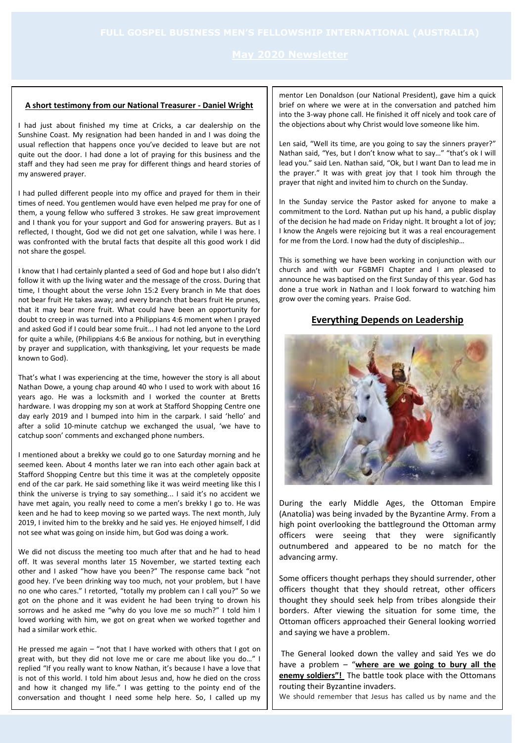### A short testimony from our National Treasurer - Daniel Wright

I had just about finished my time at Cricks, a car dealership on the Sunshine Coast. My resignation had been handed in and I was doing the usual reflection that happens once you've decided to leave but are not quite out the door. I had done a lot of praying for this business and the staff and they had seen me pray for different things and heard stories of my answered prayer.

I had pulled different people into my office and prayed for them in their times of need. You gentlemen would have even helped me pray for one of them, a young fellow who suffered 3 strokes. He saw great improvement and I thank you for your support and God for answering prayers. But as I reflected, I thought, God we did not get one salvation, while I was here. I was confronted with the brutal facts that despite all this good work I did not share the gospel.

I know that I had certainly planted a seed of God and hope but I also didn't follow it with up the living water and the message of the cross. During that time, I thought about the verse John 15:2 Every branch in Me that does not bear fruit He takes away; and every branch that bears fruit He prunes, that it may bear more fruit. What could have been an opportunity for doubt to creep in was turned into a Philippians 4:6 moment when I prayed and asked God if I could bear some fruit... I had not led anyone to the Lord for quite a while, (Philippians 4:6 Be anxious for nothing, but in everything by prayer and supplication, with thanksgiving, let your requests be made known to God).

That's what I was experiencing at the time, however the story is all about Nathan Dowe, a young chap around 40 who I used to work with about 16 years ago. He was a locksmith and I worked the counter at Bretts hardware. I was dropping my son at work at Stafford Shopping Centre one day early 2019 and I bumped into him in the carpark. I said 'hello' and after a solid 10-minute catchup we exchanged the usual, 'we have to catchup soon' comments and exchanged phone numbers.

I mentioned about a brekky we could go to one Saturday morning and he seemed keen. About 4 months later we ran into each other again back at Stafford Shopping Centre but this time it was at the completely opposite end of the car park. He said something like it was weird meeting like this I think the universe is trying to say something... I said it's no accident we have met again, you really need to come a men's brekky I go to. He was keen and he had to keep moving so we parted ways. The next month, July 2019, I invited him to the brekky and he said yes. He enjoyed himself, I did not see what was going on inside him, but God was doing a work.

We did not discuss the meeting too much after that and he had to head off. It was several months later 15 November, we started texting each other and I asked "how have you been?" The response came back "not good hey. I've been drinking way too much, not your problem, but I have no one who cares." I retorted, "totally my problem can I call you?" So we got on the phone and it was evident he had been trying to drown his sorrows and he asked me "why do you love me so much?" I told him I loved working with him, we got on great when we worked together and had a similar work ethic.

He pressed me again – "not that I have worked with others that I got on great with, but they did not love me or care me about like you do…" I replied "If you really want to know Nathan, it's because I have a love that is not of this world. I told him about Jesus and, how he died on the cross and how it changed my life." I was getting to the pointy end of the conversation and thought I need some help here. So, I called up my mentor Len Donaldson (our National President), gave him a quick brief on where we were at in the conversation and patched him into the 3-way phone call. He finished it off nicely and took care of the objections about why Christ would love someone like him.

Len said, "Well its time, are you going to say the sinners prayer?" Nathan said, "Yes, but I don't know what to say…" "that's ok I will lead you." said Len. Nathan said, "Ok, but I want Dan to lead me in the prayer." It was with great joy that I took him through the prayer that night and invited him to church on the Sunday.

In the Sunday service the Pastor asked for anyone to make a commitment to the Lord. Nathan put up his hand, a public display of the decision he had made on Friday night. It brought a lot of joy; I know the Angels were rejoicing but it was a real encouragement for me from the Lord. I now had the duty of discipleship…

This is something we have been working in conjunction with our church and with our FGBMFI Chapter and I am pleased to announce he was baptised on the first Sunday of this year. God has done a true work in Nathan and I look forward to watching him grow over the coming years. Praise God.

## Everything Depends on Leadership

During the early Middle Ages, the Ottoman Empire (Anatolia) was being invaded by the Byzantine Army. From a high point overlooking the battleground the Ottoman army officers were seeing that they were significantly outnumbered and appeared to be no match for the advancing army.

Some officers thought perhaps they should surrender, other officers thought that they should retreat, other officers thought they should seek help from tribes alongside their borders. After viewing the situation for some time, the Ottoman officers approached their General looking worried and saying we have a problem.

The General looked down the valley and said Yes we do have a problem – "**where are we going to bury all the enemy soldiers"!** The battle took place with the Ottomans routing their Byzantine invaders.

We should remember that Jesus has called us by name and the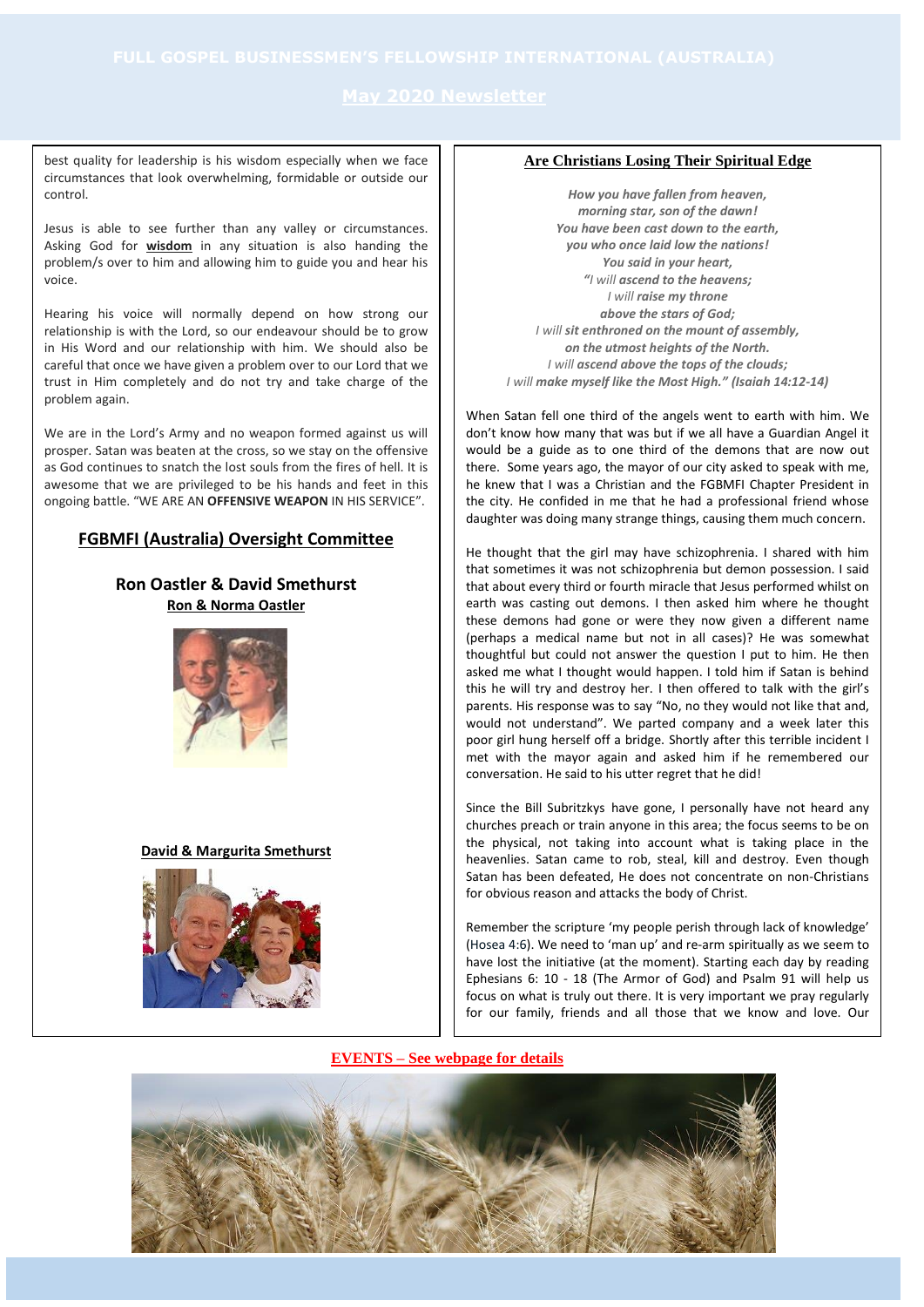best quality for leadership is his wisdom especially when we face circumstances that look overwhelming, formidable or outside our control.

Jesus is able to see further than any valley or circumstances. Asking God for **wisdom** in any situation is also handing the problem/s over to him and allowing him to guide you and hear his voice.

Hearing his voice will normally depend on how strong our relationship is with the Lord, so our endeavour should be to grow in His Word and our relationship with him. We should also be careful that once we have given a problem over to our Lord that we trust in Him completely and do not try and take charge of the problem again.

We are in the Lord's Army and no weapon formed against us will prosper. Satan was beaten at the cross, so we stay on the offensive as God continues to snatch the lost souls from the fires of hell. It is awesome that we are privileged to be his hands and feet in this ongoing battle. "WE ARE AN **OFFENSIVE WEAPON** IN HIS SERVICE".

## FGBMFI (Australia) Oversight Committee

### Ron Oastler & David Smethurst

**Ron & Norma Oastler**

**David & Margurita Smethurst**

## Are Christians Losing Their Spiritual Edge

*How you have fallen from heaven,*
*morning star, son of the dawn!*
*You have been cast down to the earth,*
*you who once laid low the nations!*
*You said in your heart,*
*"I will **ascend to the heavens;***
*I will **raise my throne***
***above the stars of God;***
*I will **sit enthroned on the mount of assembly,***
***on the utmost heights of the North.***
*I will **ascend above the tops of the clouds;***
*I will **make myself like the Most High." (Isaiah 14:12-14)***

When Satan fell one third of the angels went to earth with him. We don't know how many that was but if we all have a Guardian Angel it would be a guide as to one third of the demons that are now out there. Some years ago, the mayor of our city asked to speak with me, he knew that I was a Christian and the FGBMFI Chapter President in the city. He confided in me that he had a professional friend whose daughter was doing many strange things, causing them much concern.

He thought that the girl may have schizophrenia. I shared with him that sometimes it was not schizophrenia but demon possession. I said that about every third or fourth miracle that Jesus performed whilst on earth was casting out demons. I then asked him where he thought these demons had gone or were they now given a different name (perhaps a medical name but not in all cases)? He was somewhat thoughtful but could not answer the question I put to him. He then asked me what I thought would happen. I told him if Satan is behind this he will try and destroy her. I then offered to talk with the girl's parents. His response was to say "No, no they would not like that and, would not understand". We parted company and a week later this poor girl hung herself off a bridge. Shortly after this terrible incident I met with the mayor again and asked him if he remembered our conversation. He said to his utter regret that he did!

Since the Bill Subritzkys have gone, I personally have not heard any churches preach or train anyone in this area; the focus seems to be on the physical, not taking into account what is taking place in the heavenlies. Satan came to rob, steal, kill and destroy. Even though Satan has been defeated, He does not concentrate on non-Christians for obvious reason and attacks the body of Christ.

Remember the scripture 'my people perish through lack of knowledge' (Hosea 4:6). We need to 'man up' and re-arm spiritually as we seem to have lost the initiative (at the moment). Starting each day by reading Ephesians 6: 10 - 18 (The Armor of God) and Psalm 91 will help us focus on what is truly out there. It is very important we pray regularly for our family, friends and all those that we know and love. Our

**EVENTS – See webpage for details**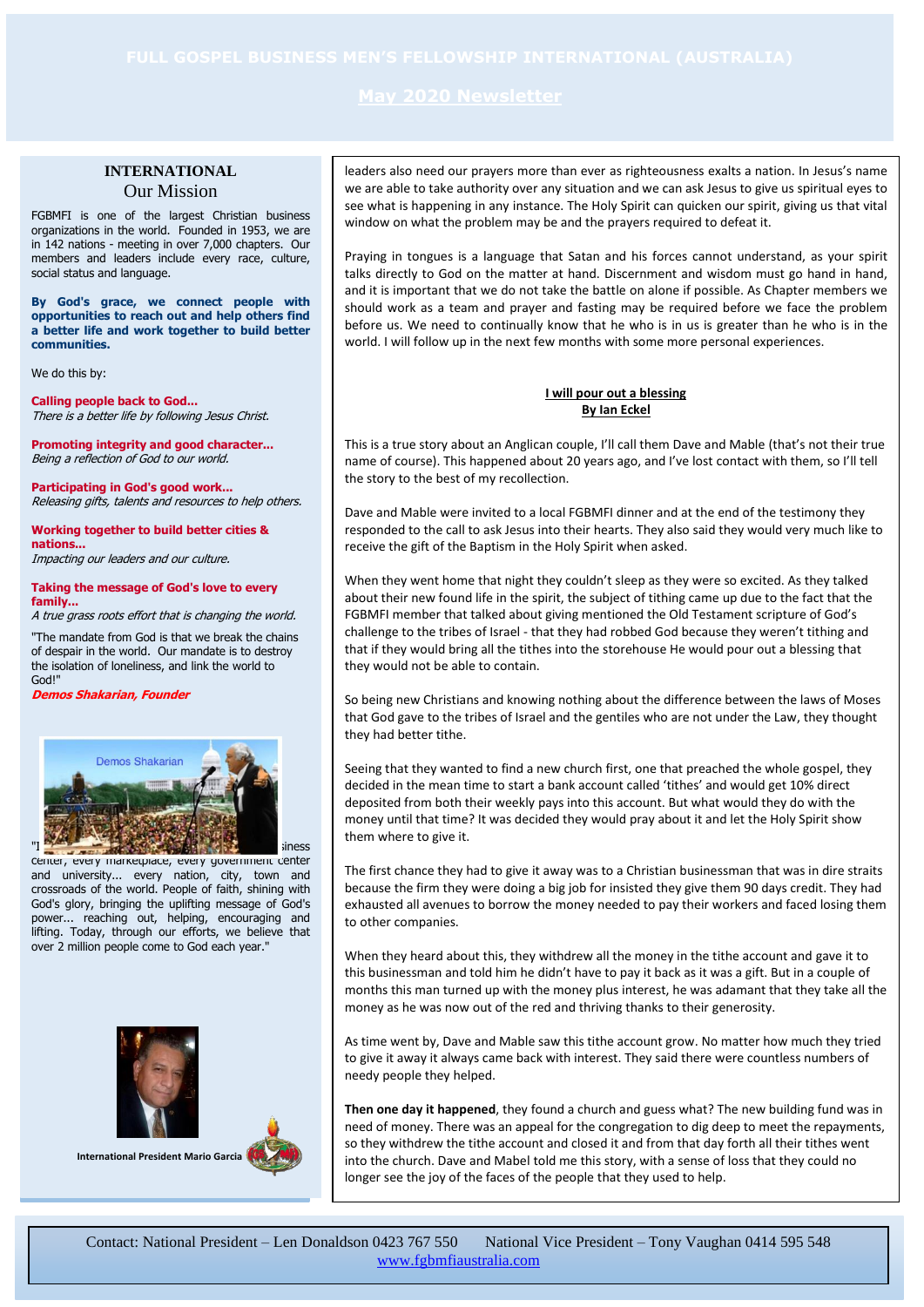# FULL GOSPEL BUSINESS MEN'S FELLOWSHIP INTERNATIONAL (AUSTRALIA)

## May 2020 Newsletter

### INTERNATIONAL
### Our Mission

FGBMFI is one of the largest Christian business organizations in the world. Founded in 1953, we are in 142 nations - meeting in over 7,000 chapters. Our members and leaders include every race, culture, social status and language.

**By God's grace, we connect people with opportunities to reach out and help others find a better life and work together to build better communities.**

We do this by:

**Calling people back to God...**
*There is a better life by following Jesus Christ.*

**Promoting integrity and good character...**
*Being a reflection of God to our world.*

**Participating in God's good work...**
*Releasing gifts, talents and resources to help others.*

**Working together to build better cities & nations...**
*Impacting our leaders and our culture.*

**Taking the message of God's love to every family...**
*A true grass roots effort that is changing the world.*

"The mandate from God is that we break the chains of despair in the world. Our mandate is to destroy the isolation of loneliness, and link the world to God!"
***Demos Shakarian, Founder***

Demos Shakarian

"I ... siness center, every marketplace, every government center and university... every nation, city, town and crossroads of the world. People of faith, shining with God's glory, bringing the uplifting message of God's power... reaching out, helping, encouraging and lifting. Today, through our efforts, we believe that over 2 million people come to God each year."

**International President Mario Garcia**

leaders also need our prayers more than ever as righteousness exalts a nation. In Jesus's name we are able to take authority over any situation and we can ask Jesus to give us spiritual eyes to see what is happening in any instance. The Holy Spirit can quicken our spirit, giving us that vital window on what the problem may be and the prayers required to defeat it.

Praying in tongues is a language that Satan and his forces cannot understand, as your spirit talks directly to God on the matter at hand. Discernment and wisdom must go hand in hand, and it is important that we do not take the battle on alone if possible. As Chapter members we should work as a team and prayer and fasting may be required before we face the problem before us. We need to continually know that he who is in us is greater than he who is in the world. I will follow up in the next few months with some more personal experiences.

### I will pour out a blessing
**By Ian Eckel**

This is a true story about an Anglican couple, I'll call them Dave and Mable (that's not their true name of course). This happened about 20 years ago, and I've lost contact with them, so I'll tell the story to the best of my recollection.

Dave and Mable were invited to a local FGBMFI dinner and at the end of the testimony they responded to the call to ask Jesus into their hearts. They also said they would very much like to receive the gift of the Baptism in the Holy Spirit when asked.

When they went home that night they couldn't sleep as they were so excited. As they talked about their new found life in the spirit, the subject of tithing came up due to the fact that the FGBMFI member that talked about giving mentioned the Old Testament scripture of God's challenge to the tribes of Israel - that they had robbed God because they weren't tithing and that if they would bring all the tithes into the storehouse He would pour out a blessing that they would not be able to contain.

So being new Christians and knowing nothing about the difference between the laws of Moses that God gave to the tribes of Israel and the gentiles who are not under the Law, they thought they had better tithe.

Seeing that they wanted to find a new church first, one that preached the whole gospel, they decided in the mean time to start a bank account called 'tithes' and would get 10% direct deposited from both their weekly pays into this account. But what would they do with the money until that time? It was decided they would pray about it and let the Holy Spirit show them where to give it.

The first chance they had to give it away was to a Christian businessman that was in dire straits because the firm they were doing a big job for insisted they give them 90 days credit. They had exhausted all avenues to borrow the money needed to pay their workers and faced losing them to other companies.

When they heard about this, they withdrew all the money in the tithe account and gave it to this businessman and told him he didn't have to pay it back as it was a gift. But in a couple of months this man turned up with the money plus interest, he was adamant that they take all the money as he was now out of the red and thriving thanks to their generosity.

As time went by, Dave and Mable saw this tithe account grow. No matter how much they tried to give it away it always came back with interest. They said there were countless numbers of needy people they helped.

**Then one day it happened**, they found a church and guess what? The new building fund was in need of money. There was an appeal for the congregation to dig deep to meet the repayments, so they withdrew the tithe account and closed it and from that day forth all their tithes went into the church. Dave and Mabel told me this story, with a sense of loss that they could no longer see the joy of the faces of the people that they used to help.

Contact: National President – Len Donaldson 0423 767 550   National Vice President – Tony Vaughan 0414 595 548
www.fgbmfiaustralia.com